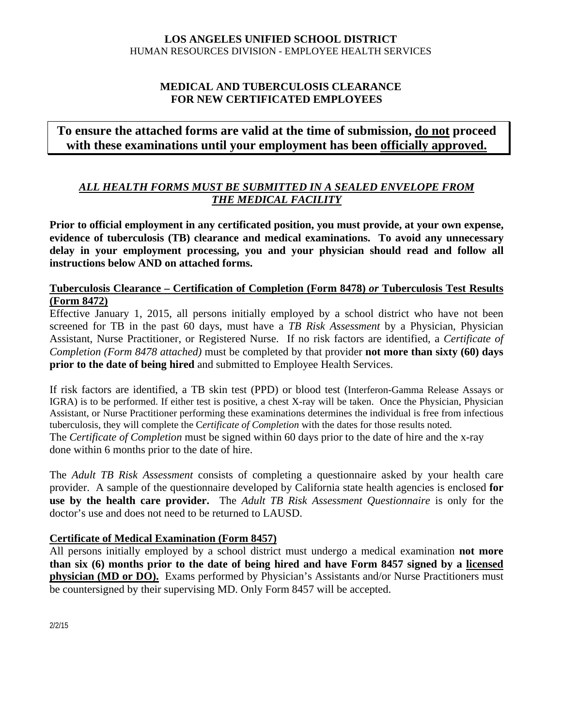**LOS ANGELES UNIFIED SCHOOL DISTRICT**
HUMAN RESOURCES DIVISION - EMPLOYEE HEALTH SERVICES

# MEDICAL AND TUBERCULOSIS CLEARANCE FOR NEW CERTIFICATED EMPLOYEES

**To ensure the attached forms are valid at the time of submission, do not proceed with these examinations until your employment has been officially approved.**

***ALL HEALTH FORMS MUST BE SUBMITTED IN A SEALED ENVELOPE FROM THE MEDICAL FACILITY***

**Prior to official employment in any certificated position, you must provide, at your own expense, evidence of tuberculosis (TB) clearance and medical examinations. To avoid any unnecessary delay in your employment processing, you and your physician should read and follow all instructions below AND on attached forms.**

## Tuberculosis Clearance – Certification of Completion (Form 8478) *or* Tuberculosis Test Results (Form 8472)

Effective January 1, 2015, all persons initially employed by a school district who have not been screened for TB in the past 60 days, must have a *TB Risk Assessment* by a Physician, Physician Assistant, Nurse Practitioner, or Registered Nurse. If no risk factors are identified, a *Certificate of Completion (Form 8478 attached)* must be completed by that provider **not more than sixty (60) days prior to the date of being hired** and submitted to Employee Health Services.

If risk factors are identified, a TB skin test (PPD) or blood test (Interferon-Gamma Release Assays or IGRA) is to be performed. If either test is positive, a chest X-ray will be taken. Once the Physician, Physician Assistant, or Nurse Practitioner performing these examinations determines the individual is free from infectious tuberculosis, they will complete the C*ertificate of Completion* with the dates for those results noted.
The *Certificate of Completion* must be signed within 60 days prior to the date of hire and the x-ray done within 6 months prior to the date of hire.

The *Adult TB Risk Assessment* consists of completing a questionnaire asked by your health care provider. A sample of the questionnaire developed by California state health agencies is enclosed **for use by the health care provider.** The *Adult TB Risk Assessment Questionnaire* is only for the doctor's use and does not need to be returned to LAUSD.

## Certificate of Medical Examination (Form 8457)

All persons initially employed by a school district must undergo a medical examination **not more than six (6) months prior to the date of being hired and have Form 8457 signed by a licensed physician (MD or DO).** Exams performed by Physician's Assistants and/or Nurse Practitioners must be countersigned by their supervising MD. Only Form 8457 will be accepted.

2/2/15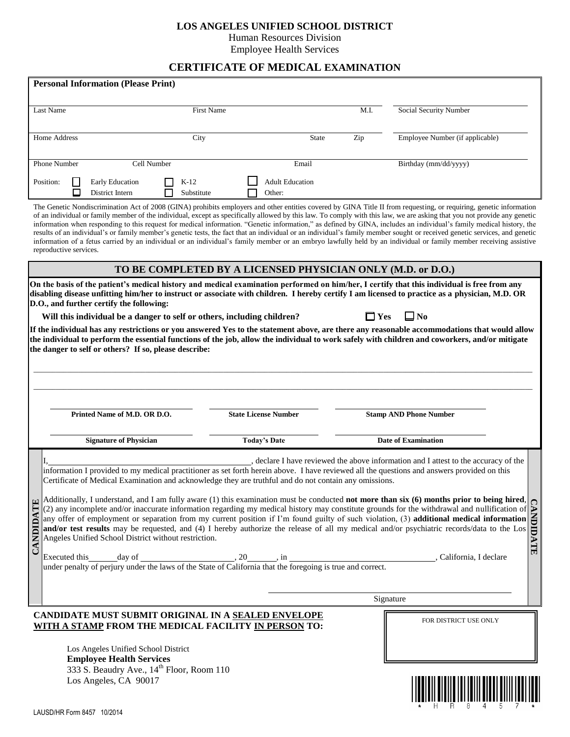**LOS ANGELES UNIFIED SCHOOL DISTRICT**
Human Resources Division
Employee Health Services

## CERTIFICATE OF MEDICAL EXAMINATION

**Personal Information (Please Print)**

| Last Name | First Name | M.I. | Social Security Number |
|---|---|---|---|
| | | | |

| Home Address | City | State | Zip | Employee Number (if applicable) |
|---|---|---|---|---|
| | | | | |

| Phone Number | Cell Number | Email | Birthday (mm/dd/yyyy) |
|---|---|---|---|
| | | | |

Position: ☐ Early Education ☐ K-12 ☐ Adult Education
☐ District Intern ☐ Substitute ☐ Other:

The Genetic Nondiscrimination Act of 2008 (GINA) prohibits employers and other entities covered by GINA Title II from requesting, or requiring, genetic information of an individual or family member of the individual, except as specifically allowed by this law. To comply with this law, we are asking that you not provide any genetic information when responding to this request for medical information. "Genetic information," as defined by GINA, includes an individual's family medical history, the results of an individual's or family member's genetic tests, the fact that an individual or an individual's family member sought or received genetic services, and genetic information of a fetus carried by an individual or an individual's family member or an embryo lawfully held by an individual or family member receiving assistive reproductive services.

### TO BE COMPLETED BY A LICENSED PHYSICIAN ONLY (M.D. or D.O.)

**On the basis of the patient's medical history and medical examination performed on him/her, I certify that this individual is free from any disabling disease unfitting him/her to instruct or associate with children. I hereby certify I am licensed to practice as a physician, M.D. OR D.O., and further certify the following:**

**Will this individual be a danger to self or others, including children?** ☐ **Yes** ☐ **No**

**If the individual has any restrictions or you answered Yes to the statement above, are there any reasonable accommodations that would allow the individual to perform the essential functions of the job, allow the individual to work safely with children and coworkers, and/or mitigate the danger to self or others? If so, please describe:**

_______________________________________________

_______________________________________________

| **Printed Name of M.D. OR D.O.** | **State License Number** | **Stamp AND Phone Number** |
|---|---|---|
| | | |

| **Signature of Physician** | **Today's Date** | **Date of Examination** |
|---|---|---|
| | | |

**CANDIDATE**

I, ______________________, declare I have reviewed the above information and I attest to the accuracy of the information I provided to my medical practitioner as set forth herein above. I have reviewed all the questions and answers provided on this Certificate of Medical Examination and acknowledge they are truthful and do not contain any omissions.

Additionally, I understand, and I am fully aware (1) this examination must be conducted **not more than six (6) months prior to being hired**, (2) any incomplete and/or inaccurate information regarding my medical history may constitute grounds for the withdrawal and nullification of any offer of employment or separation from my current position if I'm found guilty of such violation, (3) **additional medical information and/or test results** may be requested, and (4) I hereby authorize the release of all my medical and/or psychiatric records/data to the Los Angeles Unified School District without restriction.

Executed this ______ day of ______________, 20______, in ______________________, California, I declare under penalty of perjury under the laws of the State of California that the foregoing is true and correct.

______________________________
Signature

**CANDIDATE MUST SUBMIT ORIGINAL IN A SEALED ENVELOPE WITH A STAMP FROM THE MEDICAL FACILITY IN PERSON TO:**

Los Angeles Unified School District
**Employee Health Services**
333 S. Beaudry Ave., 14th Floor, Room 110
Los Angeles, CA 90017

FOR DISTRICT USE ONLY

\* H R 8 4 5 7 \*

LAUSD/HR Form 8457 10/2014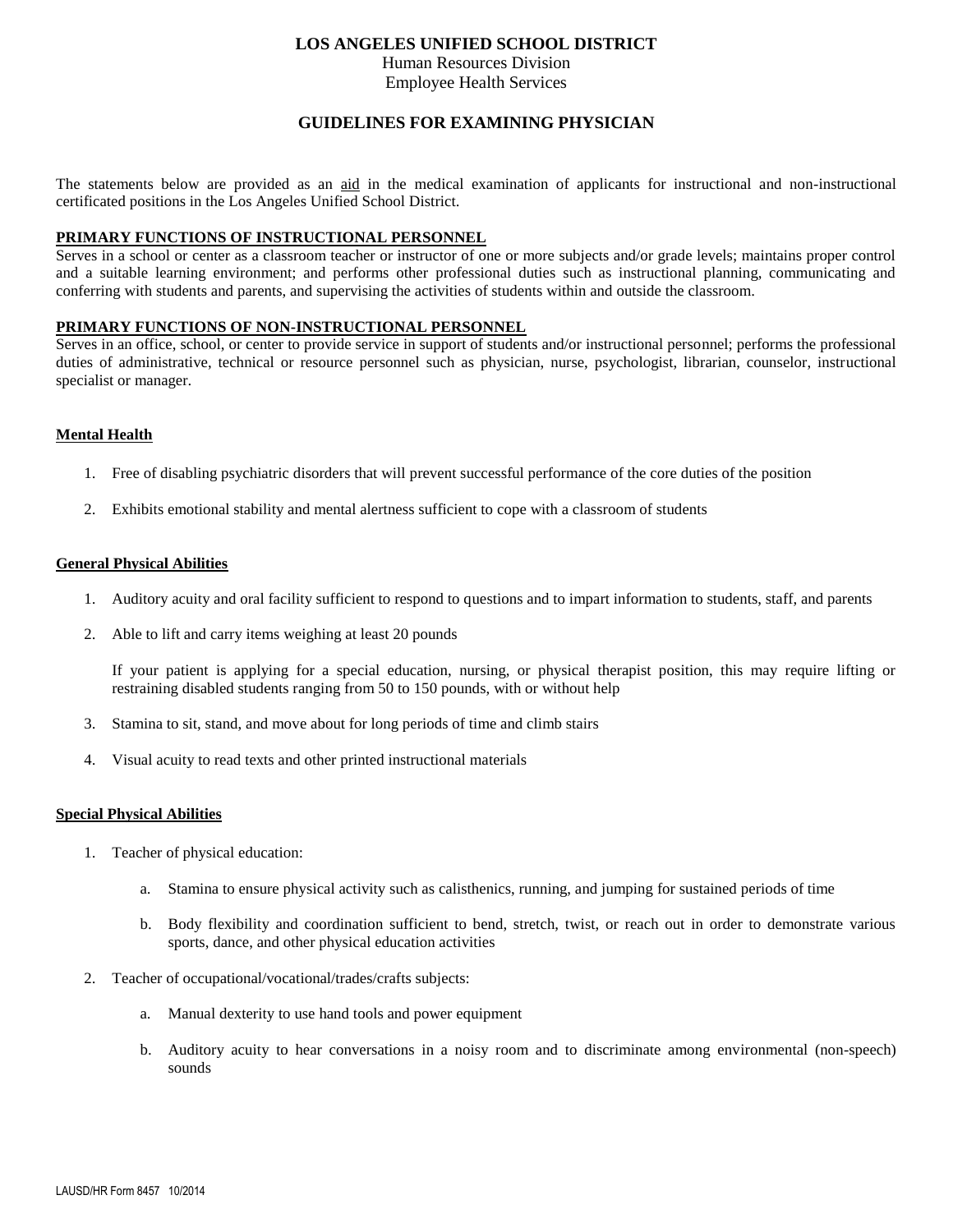**LOS ANGELES UNIFIED SCHOOL DISTRICT**

Human Resources Division

Employee Health Services

# GUIDELINES FOR EXAMINING PHYSICIAN

The statements below are provided as an aid in the medical examination of applicants for instructional and non-instructional certificated positions in the Los Angeles Unified School District.

## PRIMARY FUNCTIONS OF INSTRUCTIONAL PERSONNEL

Serves in a school or center as a classroom teacher or instructor of one or more subjects and/or grade levels; maintains proper control and a suitable learning environment; and performs other professional duties such as instructional planning, communicating and conferring with students and parents, and supervising the activities of students within and outside the classroom.

## PRIMARY FUNCTIONS OF NON-INSTRUCTIONAL PERSONNEL

Serves in an office, school, or center to provide service in support of students and/or instructional personnel; performs the professional duties of administrative, technical or resource personnel such as physician, nurse, psychologist, librarian, counselor, instructional specialist or manager.

### Mental Health

1. Free of disabling psychiatric disorders that will prevent successful performance of the core duties of the position
2. Exhibits emotional stability and mental alertness sufficient to cope with a classroom of students

### General Physical Abilities

1. Auditory acuity and oral facility sufficient to respond to questions and to impart information to students, staff, and parents
2. Able to lift and carry items weighing at least 20 pounds

   If your patient is applying for a special education, nursing, or physical therapist position, this may require lifting or restraining disabled students ranging from 50 to 150 pounds, with or without help
3. Stamina to sit, stand, and move about for long periods of time and climb stairs
4. Visual acuity to read texts and other printed instructional materials

### Special Physical Abilities

1. Teacher of physical education:
   a. Stamina to ensure physical activity such as calisthenics, running, and jumping for sustained periods of time
   b. Body flexibility and coordination sufficient to bend, stretch, twist, or reach out in order to demonstrate various sports, dance, and other physical education activities
2. Teacher of occupational/vocational/trades/crafts subjects:
   a. Manual dexterity to use hand tools and power equipment
   b. Auditory acuity to hear conversations in a noisy room and to discriminate among environmental (non-speech) sounds

LAUSD/HR Form 8457 10/2014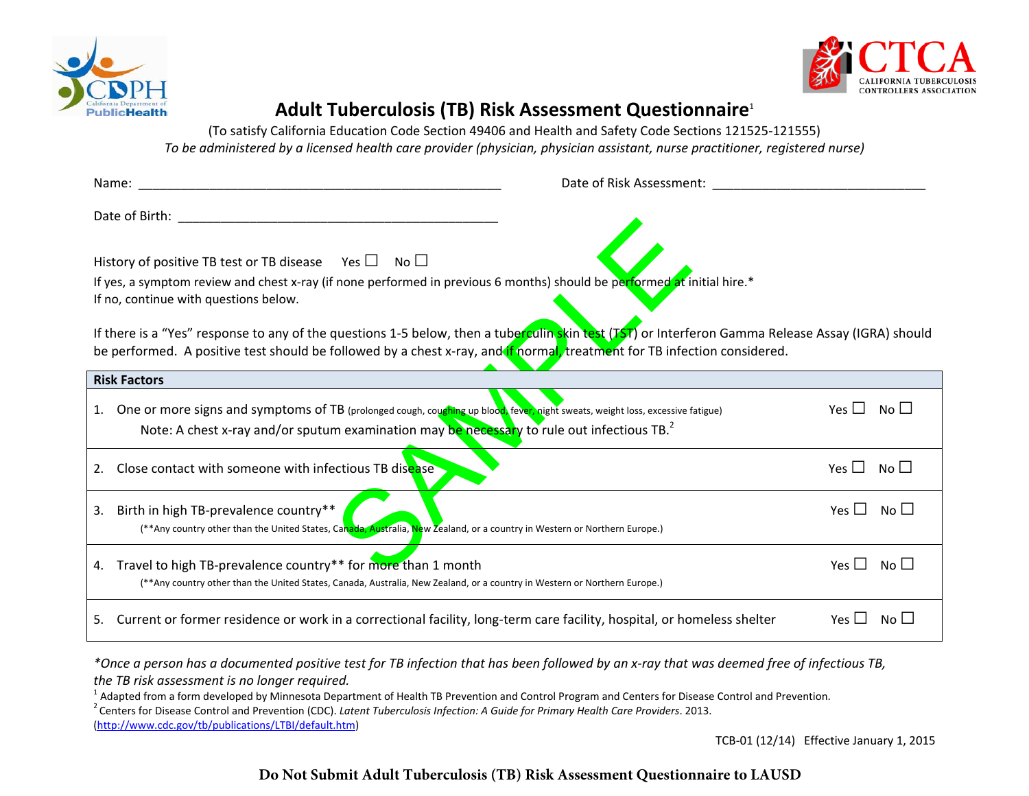# Adult Tuberculosis (TB) Risk Assessment Questionnaire[1]

(To satisfy California Education Code Section 49406 and Health and Safety Code Sections 121525-121555)

*To be administered by a licensed health care provider (physician, physician assistant, nurse practitioner, registered nurse)*

Name: ____________________________________________________ Date of Risk Assessment: ______________________________

Date of Birth: ______________________________________________

History of positive TB test or TB disease Yes ☐ No ☐

If yes, a symptom review and chest x-ray (if none performed in previous 6 months) should be performed at initial hire.*

If no, continue with questions below.

If there is a "Yes" response to any of the questions 1-5 below, then a tuberculin skin test (TST) or Interferon Gamma Release Assay (IGRA) should be performed. A positive test should be followed by a chest x-ray, and if normal, treatment for TB infection considered.

| Risk Factors | | |
|---|---|---|
| 1. One or more signs and symptoms of TB (prolonged cough, coughing up blood, fever, night sweats, weight loss, excessive fatigue)<br>Note: A chest x-ray and/or sputum examination may be necessary to rule out infectious TB.[2] | Yes ☐ | No ☐ |
| 2. Close contact with someone with infectious TB disease | Yes ☐ | No ☐ |
| 3. Birth in high TB-prevalence country**<br>(**Any country other than the United States, Canada, Australia, New Zealand, or a country in Western or Northern Europe.) | Yes ☐ | No ☐ |
| 4. Travel to high TB-prevalence country** for more than 1 month<br>(**Any country other than the United States, Canada, Australia, New Zealand, or a country in Western or Northern Europe.) | Yes ☐ | No ☐ |
| 5. Current or former residence or work in a correctional facility, long-term care facility, hospital, or homeless shelter | Yes ☐ | No ☐ |

*\*Once a person has a documented positive test for TB infection that has been followed by an x-ray that was deemed free of infectious TB, the TB risk assessment is no longer required.*

[1] Adapted from a form developed by Minnesota Department of Health TB Prevention and Control Program and Centers for Disease Control and Prevention.

[2] Centers for Disease Control and Prevention (CDC). *Latent Tuberculosis Infection: A Guide for Primary Health Care Providers*. 2013. (http://www.cdc.gov/tb/publications/LTBI/default.htm)

TCB-01 (12/14) Effective January 1, 2015

**Do Not Submit Adult Tuberculosis (TB) Risk Assessment Questionnaire to LAUSD**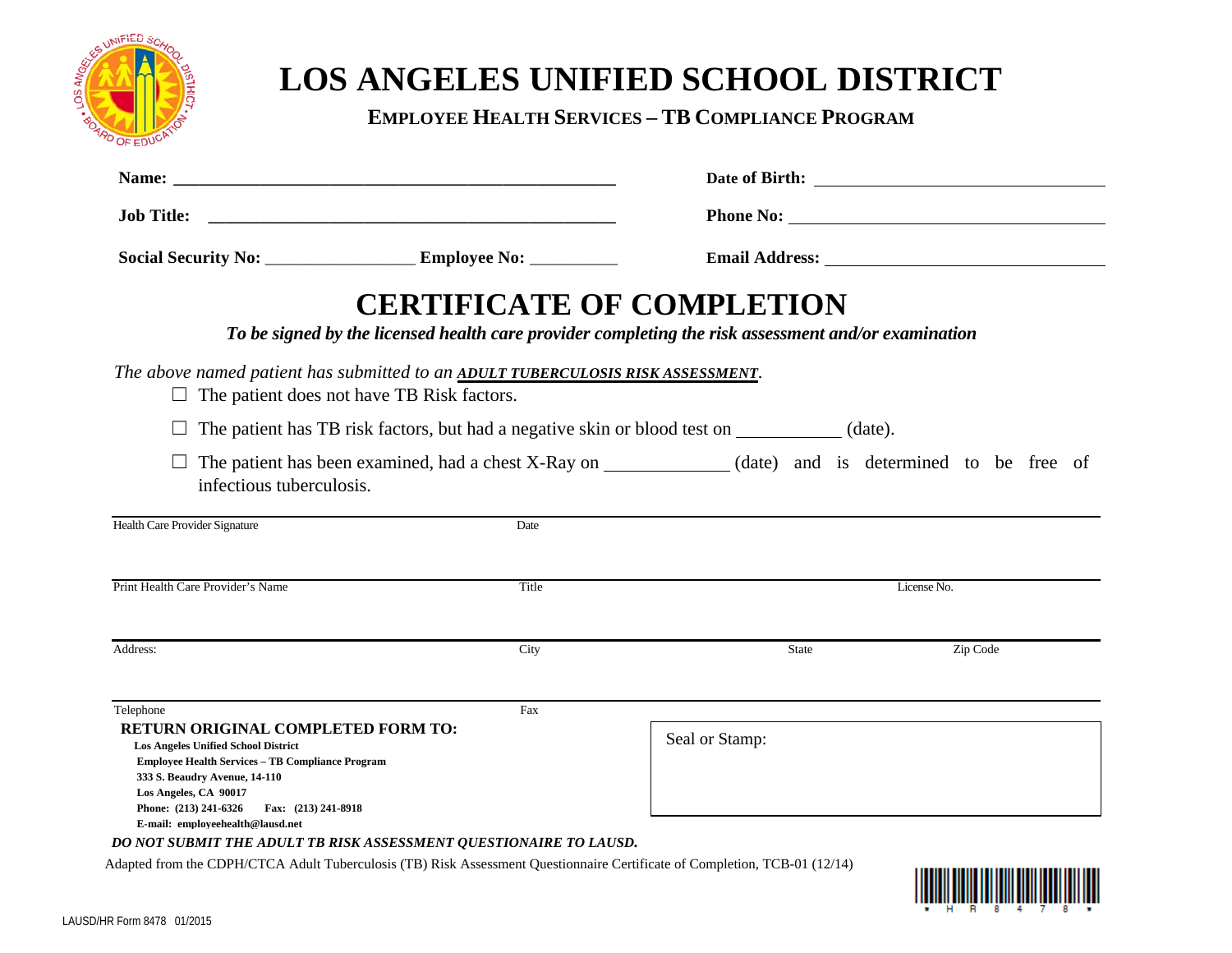# LOS ANGELES UNIFIED SCHOOL DISTRICT

**EMPLOYEE HEALTH SERVICES – TB COMPLIANCE PROGRAM**

**Name:** ______________________________ **Date of Birth:** ______________________________

**Job Title:** ______________________________ **Phone No:** ______________________________

**Social Security No:** ________________ **Employee No:** __________ **Email Address:** ______________________________

## CERTIFICATE OF COMPLETION

***To be signed by the licensed health care provider completing the risk assessment and/or examination***

*The above named patient has submitted to an* ***ADULT TUBERCULOSIS RISK ASSESSMENT****.*

- ☐ The patient does not have TB Risk factors.
- ☐ The patient has TB risk factors, but had a negative skin or blood test on ___________ (date).
- ☐ The patient has been examined, had a chest X-Ray on _____________ (date) and is determined to be free of infectious tuberculosis.

| | | | |
|---|---|---|---|
| Health Care Provider Signature | Date | | |
| Print Health Care Provider's Name | Title | | License No. |
| Address: | City | State | Zip Code |
| Telephone | Fax | | |

**RETURN ORIGINAL COMPLETED FORM TO:**

**Los Angeles Unified School District**
**Employee Health Services – TB Compliance Program**
**333 S. Beaudry Avenue, 14-110**
**Los Angeles, CA 90017**
**Phone: (213) 241-6326 Fax: (213) 241-8918**
**E-mail: employeehealth@lausd.net**

Seal or Stamp:

***DO NOT SUBMIT THE ADULT TB RISK ASSESSMENT QUESTIONAIRE TO LAUSD.***

Adapted from the CDPH/CTCA Adult Tuberculosis (TB) Risk Assessment Questionnaire Certificate of Completion, TCB-01 (12/14)

* H R 8 4 7 8 *

LAUSD/HR Form 8478 01/2015